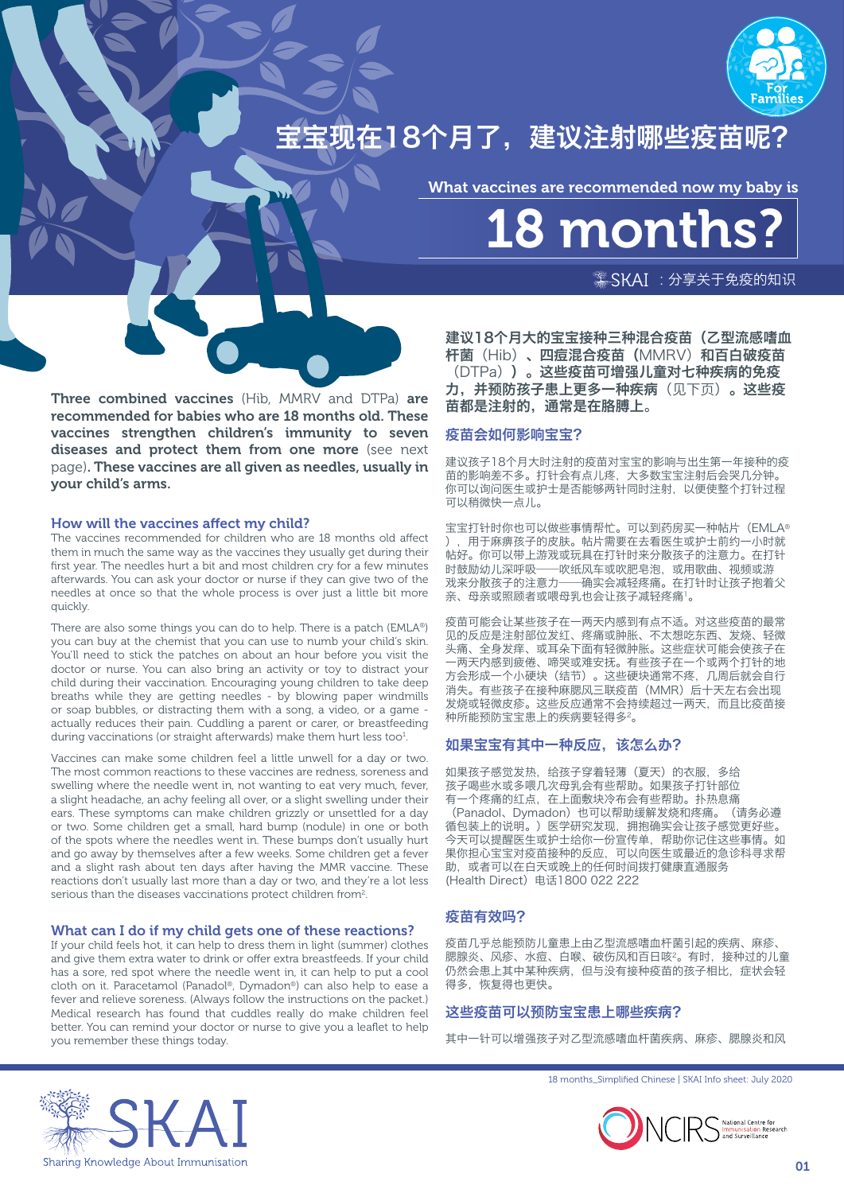# 宝宝现在18个月了，建议注射哪些疫苗呢？

What vaccines are recommended now my baby is

# 18 months?

SKAI ：分享关于免疫的知识

**Three combined vaccines** (Hib, MMRV and DTPa) **are recommended for babies who are 18 months old. These vaccines strengthen children's immunity to seven diseases and protect them from one more** (see next page)**. These vaccines are all given as needles, usually in your child's arms.**

## How will the vaccines affect my child?

The vaccines recommended for children who are 18 months old affect them in much the same way as the vaccines they usually get during their first year. The needles hurt a bit and most children cry for a few minutes afterwards. You can ask your doctor or nurse if they can give two of the needles at once so that the whole process is over just a little bit more quickly.

There are also some things you can do to help. There is a patch (EMLA®) you can buy at the chemist that you can use to numb your child's skin. You'll need to stick the patches on about an hour before you visit the doctor or nurse. You can also bring an activity or toy to distract your child during their vaccination. Encouraging young children to take deep breaths while they are getting needles - by blowing paper windmills or soap bubbles, or distracting them with a song, a video, or a game - actually reduces their pain. Cuddling a parent or carer, or breastfeeding during vaccinations (or straight afterwards) make them hurt less too[1].

Vaccines can make some children feel a little unwell for a day or two. The most common reactions to these vaccines are redness, soreness and swelling where the needle went in, not wanting to eat very much, fever, a slight headache, an achy feeling all over, or a slight swelling under their ears. These symptoms can make children grizzly or unsettled for a day or two. Some children get a small, hard bump (nodule) in one or both of the spots where the needles went in. These bumps don't usually hurt and go away by themselves after a few weeks. Some children get a fever and a slight rash about ten days after having the MMR vaccine. These reactions don't usually last more than a day or two, and they're a lot less serious than the diseases vaccinations protect children from[2].

## What can I do if my child gets one of these reactions?

If your child feels hot, it can help to dress them in light (summer) clothes and give them extra water to drink or offer extra breastfeeds. If your child has a sore, red spot where the needle went in, it can help to put a cool cloth on it. Paracetamol (Panadol®, Dymadon®) can also help to ease a fever and relieve soreness. (Always follow the instructions on the packet.) Medical research has found that cuddles really do make children feel better. You can remind your doctor or nurse to give you a leaflet to help you remember these things today.

**建议18个月大的宝宝接种三种混合疫苗（乙型流感嗜血杆菌（Hib）、四痘混合疫苗（MMRV）和百白破疫苗（DTPa））。这些疫苗可增强儿童对七种疾病的免疫力，并预防孩子患上更多一种疾病（见下页）。这些疫苗都是注射的，通常是在胳膊上。**

## 疫苗会如何影响宝宝？

建议孩子18个月大时注射的疫苗对宝宝的影响与出生第一年接种的疫苗的影响差不多。打针会有点儿疼，大多数宝宝打针后会哭几分钟。你可以询问医生或护士是否能够两针同时注射，以便使整个打针过程可以稍微快一点儿。

宝宝打针时你也可以做些事情帮忙。可以到药房买一种帖片（EMLA®），用于麻痹孩子的皮肤。帖片需要在去看医生或护士前约一小时就帖好。你可以带上游戏或玩具在打针时来分散孩子的注意力。在打针时鼓励幼儿深呼吸——吹纸风车或吹肥皂泡，或用歌曲、视频或游戏来分散孩子的注意力——确实会减轻疼痛。在打针时让孩子抱着父亲、母亲或照顾者或喂母乳也会让孩子减轻疼痛[1]。

疫苗可能会让某些孩子在一两天内感到有点不适。对这些疫苗的最常见的反应是注射部位发红、疼痛或肿胀、不太想吃东西、发烧、轻微头痛、全身发痒、或耳朵下面有轻微肿胀。这些症状可能会使孩子在一两天内感到疲倦、啼哭或难安抚。有些孩子在一个或两个打针的地方会形成一个小硬块（结节）。这些硬块通常不疼，几周后就会自行消失。有些孩子在接种麻腮风三联疫苗（MMR）后十天左右会出现发烧或轻微皮疹。这些反应通常不会持续超过一两天，而且比疫苗接种所能预防宝宝患上的疾病要轻得多[2]。

## 如果宝宝有其中一种反应，该怎么办？

如果孩子感觉发热，给孩子穿着轻薄（夏天）的衣服，多给孩子喝些水或多喂几次母乳会有些帮助。如果孩子打针部位有一个疼痛的红点，在上面敷块冷布会有些帮助。扑热息痛（Panadol、Dymadon）也可以帮助缓解发烧和疼痛。（请务必遵循包装上的说明。）医学研究发现，拥抱确实会让孩子感觉更好些。今天可以提醒医生或护士给你一份宣传单，帮助你记住这些事情。如果你担心宝宝对疫苗接种的反应，可以向医生或最近的急诊科寻求帮助，或者可以在白天或晚上的任何时间拨打健康直通服务（Health Direct）电话1800 022 222

## 疫苗有效吗？

疫苗几乎总能预防儿童患上由乙型流感嗜血杆菌引起的疾病、麻疹、腮腺炎、风疹、水痘、白喉、破伤风和百日咳[2]。有时，接种过的儿童仍然会患上其中某种疾病，但与没有接种疫苗的孩子相比，症状会轻得多，恢复得也更快。

## 这些疫苗可以预防宝宝患上哪些疾病？

其中一针可以增强孩子对乙型流感嗜血杆菌疾病、麻疹、腮腺炎和风

18 months_Simplified Chinese | SKAI Info sheet: July 2020

SKAI Sharing Knowledge About Immunisation

NCIRS National Centre for Immunisation Research and Surveillance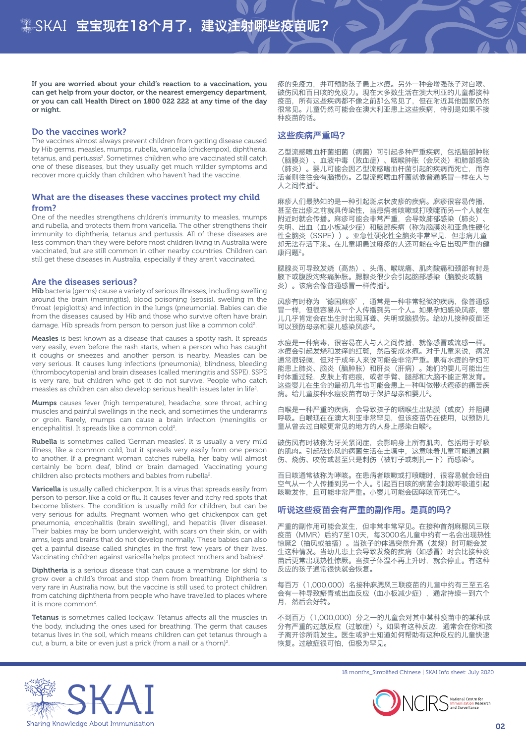If you are worried about your child's reaction to a vaccination, you can get help from your doctor, or the nearest emergency department, or you can call Health Direct on 1800 022 222 at any time of the day or night.

## Do the vaccines work?

The vaccines almost always prevent children from getting disease caused by Hib germs, measles, mumps, rubella, varicella (chickenpox), diphtheria, tetanus, and pertussis[2]. Sometimes children who are vaccinated still catch one of these diseases, but they usually get much milder symptoms and recover more quickly than children who haven't had the vaccine.

## What are the diseases these vaccines protect my child from?

One of the needles strengthens children's immunity to measles, mumps and rubella, and protects them from varicella. The other strengthens their immunity to diphtheria, tetanus and pertussis. All of these diseases are less common than they were before most children living in Australia were vaccinated, but are still common in other nearby countries. Children can still get these diseases in Australia, especially if they aren't vaccinated.

## Are the diseases serious?

**Hib** bacteria (germs) cause a variety of serious illnesses, including swelling around the brain (meningitis), blood poisoning (sepsis), swelling in the throat (epiglottis) and infection in the lungs (pneumonia). Babies can die from the diseases caused by Hib and those who survive often have brain damage. Hib spreads from person to person just like a common cold[2].

**Measles** is best known as a disease that causes a spotty rash. It spreads very easily, even before the rash starts, when a person who has caught it coughs or sneezes and another person is nearby. Measles can be very serious. It causes lung infections (pneumonia), blindness, bleeding (thrombocytopenia) and brain diseases (called meningitis and SSPE). SSPE is very rare, but children who get it do not survive. People who catch measles as children can also develop serious health issues later in life[2].

**Mumps** causes fever (high temperature), headache, sore throat, aching muscles and painful swellings in the neck, and sometimes the underarms or groin. Rarely, mumps can cause a brain infection (meningitis or encephalitis). It spreads like a common cold[2].

**Rubella** is sometimes called 'German measles'. It is usually a very mild illness, like a common cold, but it spreads very easily from one person to another. If a pregnant woman catches rubella, her baby will almost certainly be born deaf, blind or brain damaged. Vaccinating young children also protects mothers and babies from rubella[2].

**Varicella** is usually called chickenpox. It is a virus that spreads easily from person to person like a cold or flu. It causes fever and itchy red spots that become blisters. The condition is usually mild for children, but can be very serious for adults. Pregnant women who get chickenpox can get pneumonia, encephalitis (brain swelling), and hepatitis (liver disease). Their babies may be born underweight, with scars on their skin, or with arms, legs and brains that do not develop normally. These babies can also get a painful disease called shingles in the first few years of their lives. Vaccinating children against varicella helps protect mothers and babies[2].

**Diphtheria** is a serious disease that can cause a membrane (or skin) to grow over a child's throat and stop them from breathing. Diphtheria is very rare in Australia now, but the vaccine is still used to protect children from catching diphtheria from people who have travelled to places where it is more common[2].

**Tetanus** is sometimes called lockjaw. Tetanus affects all the muscles in the body, including the ones used for breathing. The germ that causes tetanus lives in the soil, which means children can get tetanus through a cut, a burn, a bite or even just a prick (from a nail or a thorn)[2].

疹的免疫力，并可预防孩子患上水痘。另外一种会增强孩子对白喉、破伤风和百日咳的免疫力。现在大多数生活在澳大利亚的儿童都接种疫苗，所有这些疾病都不像之前那么常见了，但在附近其他国家仍然很常见。儿童仍然可能会在澳大利亚患上这些疾病，特别是如果不接种疫苗的话。

## 这些疾病严重吗？

乙型流感嗜血杆菌细菌（病菌）可引起多种严重疾病，包括脑部肿胀（脑膜炎）、血液中毒（败血症）、咽喉肿胀（会厌炎）和肺部感染（肺炎）。婴儿可能会因乙型流感嗜血杆菌引起的疾病而死亡，而存活者则往往会有脑损伤。乙型流感嗜血杆菌就像普通感冒一样在人与人之间传播[2]。

麻疹人们最熟知的是一种引起斑点状皮疹的疾病。麻疹很容易传播，甚至在出疹之前就具传染性，当患病者咳嗽或打喷嚏而另一个人就在附近时就会传播。麻疹可能会非常严重，会导致肺部感染（肺炎）、失明、出血（血小板减少症）和脑部疾病（称为脑膜炎和亚急性硬化性全脑炎（SSPE））。亚急性硬化性全脑炎非常罕见，但患病儿童却无法存活下来。在儿童期患过麻疹的人还可能会在今后出现严重的健康问题[2]。

腮腺炎可导致发烧（高热）、头痛、喉咙痛、肌肉酸痛和颈部有时是腋下或腹股沟疼痛肿胀。腮腺炎很少会引起脑部感染（脑膜炎或脑炎）。该病会像普通感冒一样传播[2]。

风疹有时称为'德国麻疹'，通常是一种非常轻微的疾病，像普通感冒一样，但很容易从一个人传播到另一个人。如果孕妇感染风疹，婴儿几乎肯定会在出生时出现耳聋、失明或脑损伤。给幼儿接种疫苗还可以预防母亲和婴儿感染风疹[2]。

水痘是一种病毒，很容易在人与人之间传播，就像感冒或流感一样。水痘会引起发烧和发痒的红斑，然后变成水疱。对于儿童来说，病况通常很轻微，但对于成年人来说可能会非常严重。患有水痘的孕妇可能患上肺炎、脑炎（脑肿胀）和肝炎（肝病）。她们的婴儿可能出生时体重过轻，皮肤上有疤痕，或者手臂、腿部和大脑不能正常发育。这些婴儿在生命的最初几年也可能会患上一种叫做带状疱疹的痛苦疾病。给儿童接种水痘疫苗有助于保护母亲和婴儿[2]。

白喉是一种严重的疾病，会导致孩子的咽喉生出粘膜（或皮）并阻碍呼吸。白喉现在在澳大利亚非常罕见，但该疫苗仍在使用，以预防儿童从曾去过白喉更常见的地方的人身上感染白喉[2]。

破伤风有时被称为牙关紧闭症，会影响身上所有肌肉，包括用于呼吸的肌肉。引起破伤风的病菌生活在土壤中，这意味着儿童可能通过割伤、烧伤、咬伤或甚至只是刺伤（被钉子或刺扎一下）而感染[2]。

百日咳通常被称为哮咳。在患病者咳嗽或打喷嚏时，很容易就会经由空气从一个人传播到另一个人。引起百日咳的病菌会刺激呼吸道引起咳嗽发作，且可能非常严重。小婴儿可能会因哮咳而死亡[2]。

## 听说这些疫苗会有严重的副作用。是真的吗？

严重的副作用可能会发生，但非常非常罕见。在接种首剂麻腮风三联疫苗（MMR）后约7至10天，每3000名儿童中约有一名会出现热性惊厥2（抽风或抽搐）。当孩子的体温突然升高（发烧）时可能会发生这种情况。当幼儿患上会导致发烧的疾病（如感冒）时会比接种疫苗后更常出现热性惊厥。当孩子体温不再上升时，就会停止。有这种反应的孩子通常很快就会恢复。

每百万（1,000,000）名接种麻腮风三联疫苗的儿童中约有三至五名会有一种导致瘀青或出血反应（血小板减少症），通常持续一到六个月，然后会好转。

不到百万（1,000,000）分之一的儿童会对其中某种疫苗中的某种成分有严重的过敏反应（过敏症）[2]。如果有这种反应，通常会在你和孩子离开诊所前发生。医生或护士知道如何帮助有这种反应的儿童快速恢复。过敏症很可怕，但极为罕见。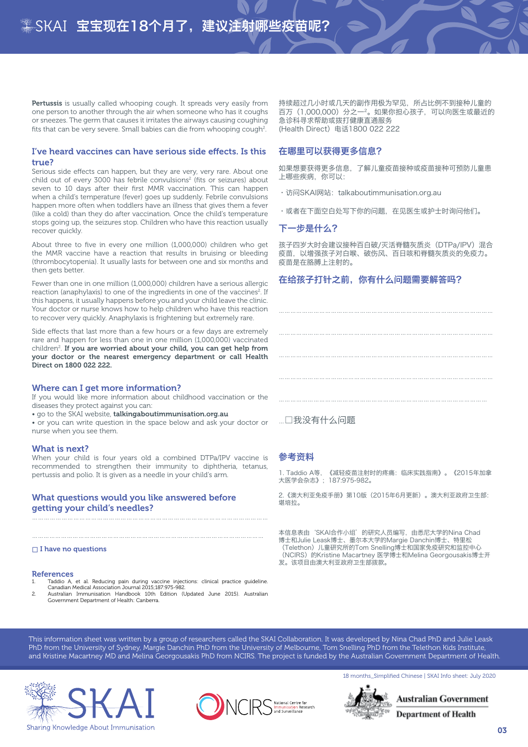# SKAI 宝宝现在18个月了，建议注射哪些疫苗呢？

**Pertussis** is usually called whooping cough. It spreads very easily from one person to another through the air when someone who has it coughs or sneezes. The germ that causes it irritates the airways causing coughing fits that can be very severe. Small babies can die from whooping cough[2].

## I've heard vaccines can have serious side effects. Is this true?

Serious side effects can happen, but they are very, very rare. About one child out of every 3000 has febrile convulsions[2] (fits or seizures) about seven to 10 days after their first MMR vaccination. This can happen when a child's temperature (fever) goes up suddenly. Febrile convulsions happen more often when toddlers have an illness that gives them a fever (like a cold) than they do after vaccination. Once the child's temperature stops going up, the seizures stop. Children who have this reaction usually recover quickly.

About three to five in every one million (1,000,000) children who get the MMR vaccine have a reaction that results in bruising or bleeding (thrombocytopenia). It usually lasts for between one and six months and then gets better.

Fewer than one in one million (1,000,000) children have a serious allergic reaction (anaphylaxis) to one of the ingredients in one of the vaccines[2]. If this happens, it usually happens before you and your child leave the clinic. Your doctor or nurse knows how to help children who have this reaction to recover very quickly. Anaphylaxis is frightening but extremely rare.

Side effects that last more than a few hours or a few days are extremely rare and happen for less than one in one million (1,000,000) vaccinated children[2]. **If you are worried about your child, you can get help from your doctor or the nearest emergency department or call Health Direct on 1800 022 222.**

## Where can I get more information?

If you would like more information about childhood vaccination or the diseases they protect against you can:

- go to the SKAI website, **talkingaboutimmunisation.org.au**
- or you can write question in the space below and ask your doctor or nurse when you see them.

## What is next?

When your child is four years old a combined DTPa/IPV vaccine is recommended to strengthen their immunity to diphtheria, tetanus, pertussis and polio. It is given as a needle in your child's arm.

## What questions would you like answered before getting your child's needles?

……………………………………………………………………………………………

……………………………………………………………………………………………

☐ **I have no questions**

## References

1. Taddio A, et al. Reducing pain during vaccine injections: clinical practice guideline. Canadian Medical Association Journal 2015;187:975-982.
2. Australian Immunisation Handbook 10th Edition (Updated June 2015). Australian Government Department of Health: Canberra.

持续超过几小时或几天的副作用极为罕见，所占比例不到接种儿童的百万（1,000,000）分之一[2]。如果你担心孩子，可以向医生或最近的急诊科寻求帮助或拨打健康直通服务(Health Direct）电话1800 022 222

## 在哪里可以获得更多信息？

如果想要获得更多信息，了解儿童疫苗接种或疫苗接种可预防儿童患上哪些疾病，你可以：

- 访问SKAI网站：talkaboutimmunisation.org.au
- 或者在下面空白处写下你的问题，在见医生或护士时询问他们。

## 下一步是什么？

孩子四岁大时会建议接种百白破/灭活脊髓灰质炎（DTPa/IPV）混合疫苗，以增强孩子对白喉、破伤风、百日咳和脊髓灰质炎的免疫力。疫苗是在胳膊上注射的。

## 在给孩子打针之前，你有什么问题需要解答吗？

……………………………………………………………………………………………

……………………………………………………………………………………………

……………………………………………………………………………………………

……………………………………………………………………………………………

……………………………………………………………………………………………

☐我没有什么问题

## 参考资料

1. Taddio A等，《减轻疫苗注射时的疼痛：临床实践指南》。《2015年加拿大医学会杂志》；187:975-982。
2. 《澳大利亚免疫手册》第10版（2015年6月更新）。澳大利亚政府卫生部：堪培拉。

本信息表由‘SKAI合作小组’的研究人员编写，由悉尼大学的Nina Chad博士和Julie Leask博士、墨尔本大学的Margie Danchin博士、特里松（Telethon）儿童研究所的Tom Snelling博士和国家免疫研究和监测中心（NCIRS）的Kristine Macartney 医学博士和Melina Georgousakis博士开发。该项目由澳大利亚政府卫生部拨款。

This information sheet was written by a group of researchers called the SKAI Collaboration. It was developed by Nina Chad PhD and Julie Leask PhD from the University of Sydney, Margie Danchin PhD from the University of Melbourne, Tom Snelling PhD from the Telethon Kids Institute, and Kristine Macartney MD and Melina Georgousakis PhD from NCIRS. The project is funded by the Australian Government Department of Health.

18 months_Simplified Chinese | SKAI Info sheet: July 2020

SKAI Sharing Knowledge About Immunisation

NCIRS National Centre for Immunisation Research and Surveillance

Australian Government Department of Health